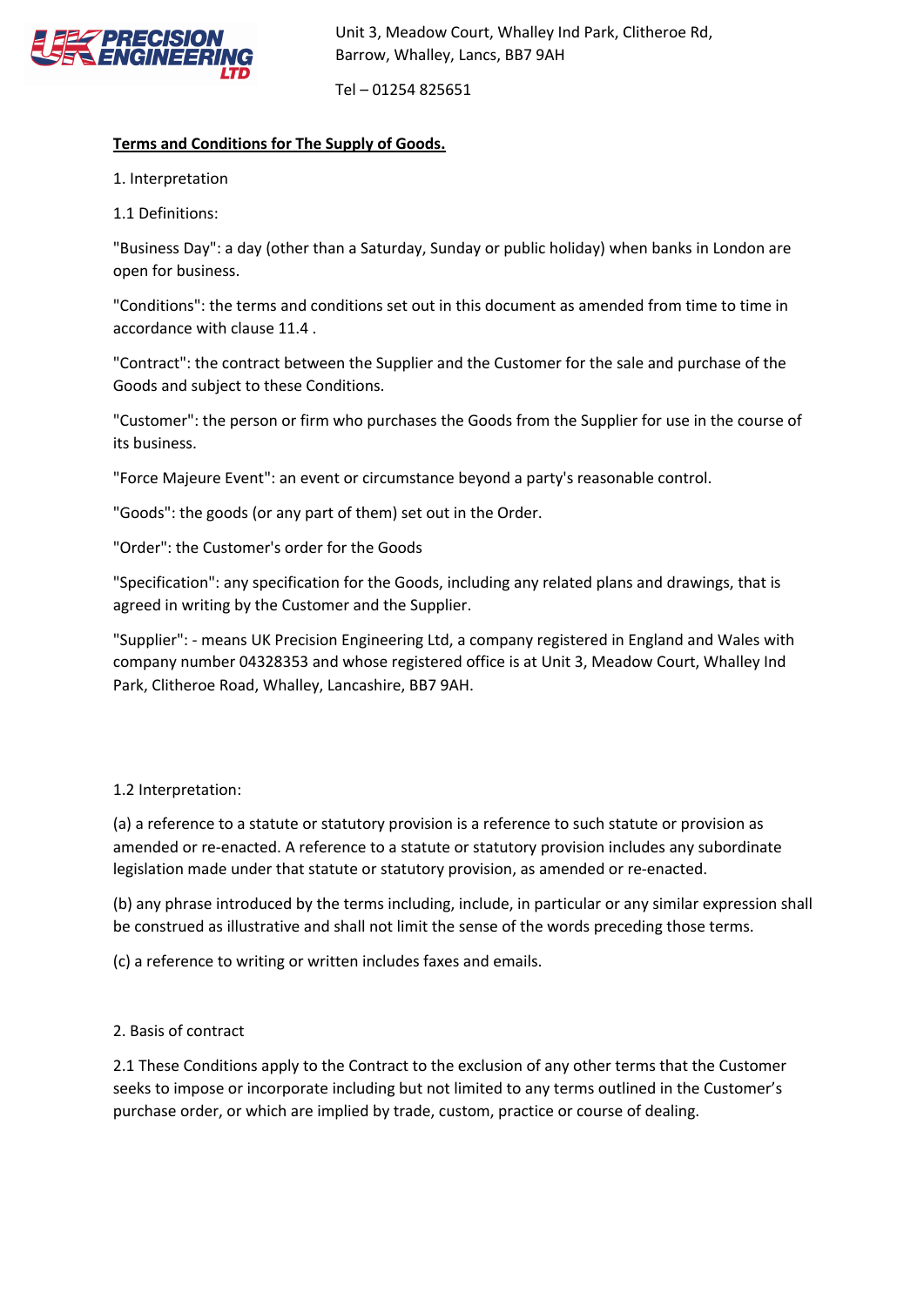UK PRECISION ENGINEERING LTD

Unit 3, Meadow Court, Whalley Ind Park, Clitheroe Rd, Barrow, Whalley, Lancs, BB7 9AH

Tel – 01254 825651

# Terms and Conditions for The Supply of Goods.

1. Interpretation

1.1 Definitions:

"Business Day": a day (other than a Saturday, Sunday or public holiday) when banks in London are open for business.

"Conditions": the terms and conditions set out in this document as amended from time to time in accordance with clause 11.4 .

"Contract": the contract between the Supplier and the Customer for the sale and purchase of the Goods and subject to these Conditions.

"Customer": the person or firm who purchases the Goods from the Supplier for use in the course of its business.

"Force Majeure Event": an event or circumstance beyond a party's reasonable control.

"Goods": the goods (or any part of them) set out in the Order.

"Order": the Customer's order for the Goods

"Specification": any specification for the Goods, including any related plans and drawings, that is agreed in writing by the Customer and the Supplier.

"Supplier": - means UK Precision Engineering Ltd, a company registered in England and Wales with company number 04328353 and whose registered office is at Unit 3, Meadow Court, Whalley Ind Park, Clitheroe Road, Whalley, Lancashire, BB7 9AH.

1.2 Interpretation:

(a) a reference to a statute or statutory provision is a reference to such statute or provision as amended or re-enacted. A reference to a statute or statutory provision includes any subordinate legislation made under that statute or statutory provision, as amended or re-enacted.

(b) any phrase introduced by the terms including, include, in particular or any similar expression shall be construed as illustrative and shall not limit the sense of the words preceding those terms.

(c) a reference to writing or written includes faxes and emails.

2. Basis of contract

2.1 These Conditions apply to the Contract to the exclusion of any other terms that the Customer seeks to impose or incorporate including but not limited to any terms outlined in the Customer's purchase order, or which are implied by trade, custom, practice or course of dealing.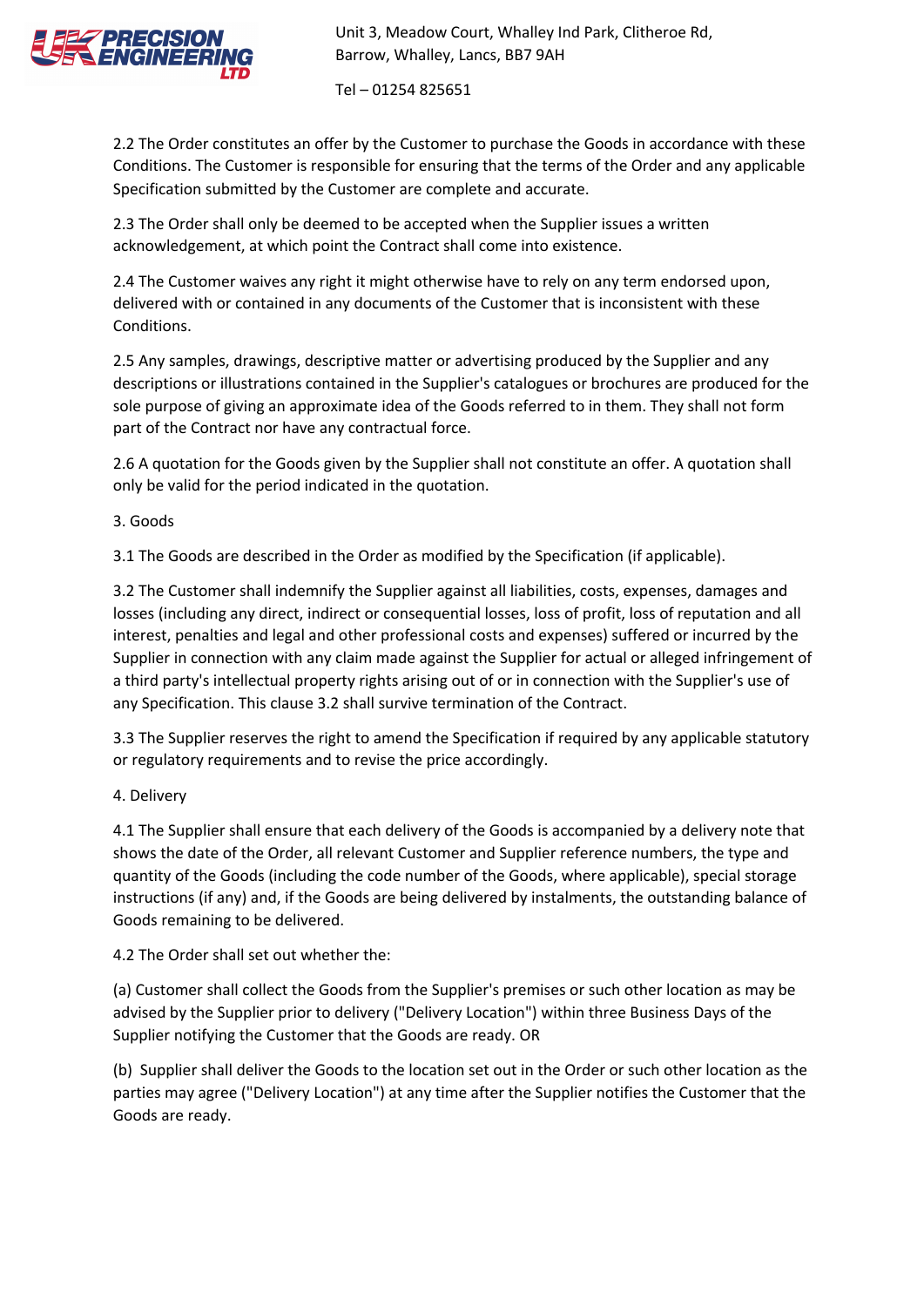2.2 The Order constitutes an offer by the Customer to purchase the Goods in accordance with these Conditions. The Customer is responsible for ensuring that the terms of the Order and any applicable Specification submitted by the Customer are complete and accurate.

2.3 The Order shall only be deemed to be accepted when the Supplier issues a written acknowledgement, at which point the Contract shall come into existence.

2.4 The Customer waives any right it might otherwise have to rely on any term endorsed upon, delivered with or contained in any documents of the Customer that is inconsistent with these Conditions.

2.5 Any samples, drawings, descriptive matter or advertising produced by the Supplier and any descriptions or illustrations contained in the Supplier's catalogues or brochures are produced for the sole purpose of giving an approximate idea of the Goods referred to in them. They shall not form part of the Contract nor have any contractual force.

2.6 A quotation for the Goods given by the Supplier shall not constitute an offer. A quotation shall only be valid for the period indicated in the quotation.

3. Goods

3.1 The Goods are described in the Order as modified by the Specification (if applicable).

3.2 The Customer shall indemnify the Supplier against all liabilities, costs, expenses, damages and losses (including any direct, indirect or consequential losses, loss of profit, loss of reputation and all interest, penalties and legal and other professional costs and expenses) suffered or incurred by the Supplier in connection with any claim made against the Supplier for actual or alleged infringement of a third party's intellectual property rights arising out of or in connection with the Supplier's use of any Specification. This clause 3.2 shall survive termination of the Contract.

3.3 The Supplier reserves the right to amend the Specification if required by any applicable statutory or regulatory requirements and to revise the price accordingly.

4. Delivery

4.1 The Supplier shall ensure that each delivery of the Goods is accompanied by a delivery note that shows the date of the Order, all relevant Customer and Supplier reference numbers, the type and quantity of the Goods (including the code number of the Goods, where applicable), special storage instructions (if any) and, if the Goods are being delivered by instalments, the outstanding balance of Goods remaining to be delivered.

4.2 The Order shall set out whether the:

(a) Customer shall collect the Goods from the Supplier's premises or such other location as may be advised by the Supplier prior to delivery ("Delivery Location") within three Business Days of the Supplier notifying the Customer that the Goods are ready. OR

(b) Supplier shall deliver the Goods to the location set out in the Order or such other location as the parties may agree ("Delivery Location") at any time after the Supplier notifies the Customer that the Goods are ready.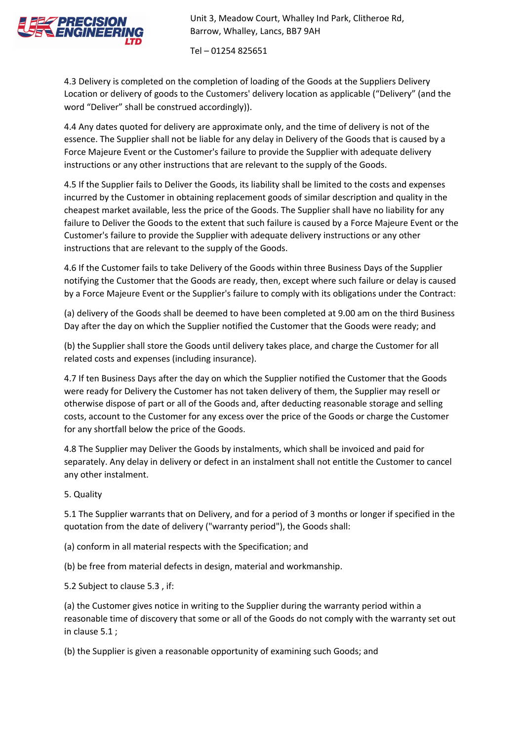4.3 Delivery is completed on the completion of loading of the Goods at the Suppliers Delivery Location or delivery of goods to the Customers' delivery location as applicable ("Delivery" (and the word "Deliver" shall be construed accordingly)).

4.4 Any dates quoted for delivery are approximate only, and the time of delivery is not of the essence. The Supplier shall not be liable for any delay in Delivery of the Goods that is caused by a Force Majeure Event or the Customer's failure to provide the Supplier with adequate delivery instructions or any other instructions that are relevant to the supply of the Goods.

4.5 If the Supplier fails to Deliver the Goods, its liability shall be limited to the costs and expenses incurred by the Customer in obtaining replacement goods of similar description and quality in the cheapest market available, less the price of the Goods. The Supplier shall have no liability for any failure to Deliver the Goods to the extent that such failure is caused by a Force Majeure Event or the Customer's failure to provide the Supplier with adequate delivery instructions or any other instructions that are relevant to the supply of the Goods.

4.6 If the Customer fails to take Delivery of the Goods within three Business Days of the Supplier notifying the Customer that the Goods are ready, then, except where such failure or delay is caused by a Force Majeure Event or the Supplier's failure to comply with its obligations under the Contract:

(a) delivery of the Goods shall be deemed to have been completed at 9.00 am on the third Business Day after the day on which the Supplier notified the Customer that the Goods were ready; and

(b) the Supplier shall store the Goods until delivery takes place, and charge the Customer for all related costs and expenses (including insurance).

4.7 If ten Business Days after the day on which the Supplier notified the Customer that the Goods were ready for Delivery the Customer has not taken delivery of them, the Supplier may resell or otherwise dispose of part or all of the Goods and, after deducting reasonable storage and selling costs, account to the Customer for any excess over the price of the Goods or charge the Customer for any shortfall below the price of the Goods.

4.8 The Supplier may Deliver the Goods by instalments, which shall be invoiced and paid for separately. Any delay in delivery or defect in an instalment shall not entitle the Customer to cancel any other instalment.

5. Quality

5.1 The Supplier warrants that on Delivery, and for a period of 3 months or longer if specified in the quotation from the date of delivery ("warranty period"), the Goods shall:

(a) conform in all material respects with the Specification; and

(b) be free from material defects in design, material and workmanship.

5.2 Subject to clause 5.3 , if:

(a) the Customer gives notice in writing to the Supplier during the warranty period within a reasonable time of discovery that some or all of the Goods do not comply with the warranty set out in clause 5.1 ;

(b) the Supplier is given a reasonable opportunity of examining such Goods; and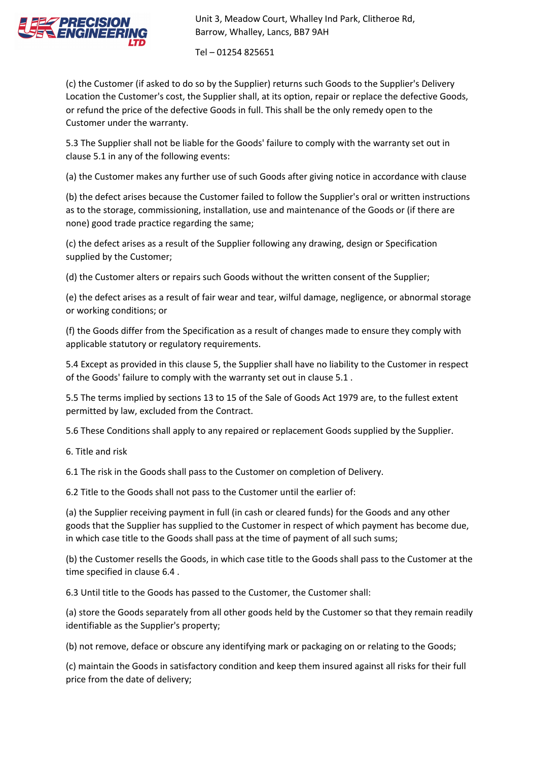(c) the Customer (if asked to do so by the Supplier) returns such Goods to the Supplier's Delivery Location the Customer's cost, the Supplier shall, at its option, repair or replace the defective Goods, or refund the price of the defective Goods in full. This shall be the only remedy open to the Customer under the warranty.

5.3 The Supplier shall not be liable for the Goods' failure to comply with the warranty set out in clause 5.1 in any of the following events:

(a) the Customer makes any further use of such Goods after giving notice in accordance with clause

(b) the defect arises because the Customer failed to follow the Supplier's oral or written instructions as to the storage, commissioning, installation, use and maintenance of the Goods or (if there are none) good trade practice regarding the same;

(c) the defect arises as a result of the Supplier following any drawing, design or Specification supplied by the Customer;

(d) the Customer alters or repairs such Goods without the written consent of the Supplier;

(e) the defect arises as a result of fair wear and tear, wilful damage, negligence, or abnormal storage or working conditions; or

(f) the Goods differ from the Specification as a result of changes made to ensure they comply with applicable statutory or regulatory requirements.

5.4 Except as provided in this clause 5, the Supplier shall have no liability to the Customer in respect of the Goods' failure to comply with the warranty set out in clause 5.1 .

5.5 The terms implied by sections 13 to 15 of the Sale of Goods Act 1979 are, to the fullest extent permitted by law, excluded from the Contract.

5.6 These Conditions shall apply to any repaired or replacement Goods supplied by the Supplier.

6. Title and risk

6.1 The risk in the Goods shall pass to the Customer on completion of Delivery.

6.2 Title to the Goods shall not pass to the Customer until the earlier of:

(a) the Supplier receiving payment in full (in cash or cleared funds) for the Goods and any other goods that the Supplier has supplied to the Customer in respect of which payment has become due, in which case title to the Goods shall pass at the time of payment of all such sums;

(b) the Customer resells the Goods, in which case title to the Goods shall pass to the Customer at the time specified in clause 6.4 .

6.3 Until title to the Goods has passed to the Customer, the Customer shall:

(a) store the Goods separately from all other goods held by the Customer so that they remain readily identifiable as the Supplier's property;

(b) not remove, deface or obscure any identifying mark or packaging on or relating to the Goods;

(c) maintain the Goods in satisfactory condition and keep them insured against all risks for their full price from the date of delivery;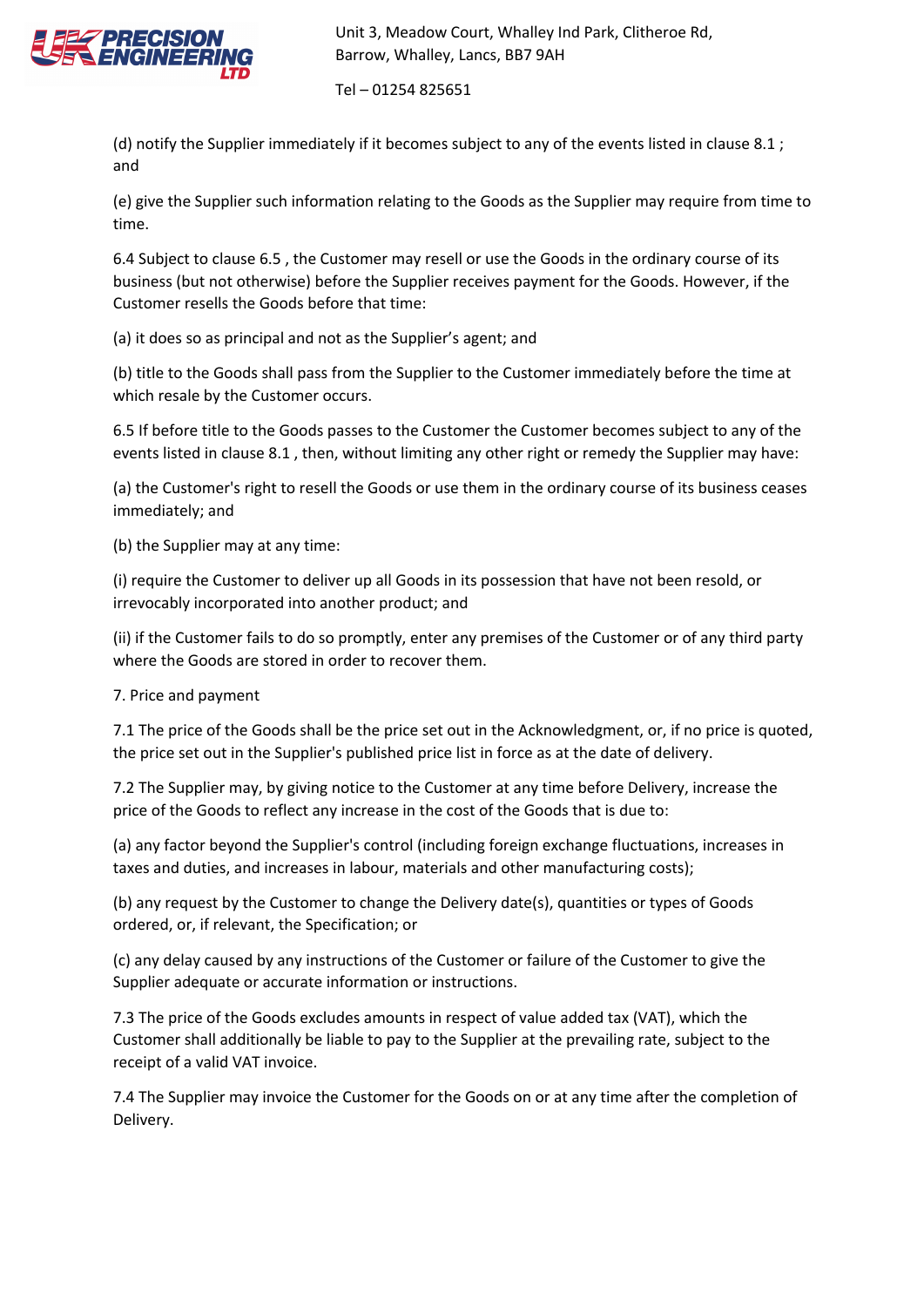(d) notify the Supplier immediately if it becomes subject to any of the events listed in clause 8.1 ; and

(e) give the Supplier such information relating to the Goods as the Supplier may require from time to time.

6.4 Subject to clause 6.5 , the Customer may resell or use the Goods in the ordinary course of its business (but not otherwise) before the Supplier receives payment for the Goods. However, if the Customer resells the Goods before that time:

(a) it does so as principal and not as the Supplier's agent; and

(b) title to the Goods shall pass from the Supplier to the Customer immediately before the time at which resale by the Customer occurs.

6.5 If before title to the Goods passes to the Customer the Customer becomes subject to any of the events listed in clause 8.1 , then, without limiting any other right or remedy the Supplier may have:

(a) the Customer's right to resell the Goods or use them in the ordinary course of its business ceases immediately; and

(b) the Supplier may at any time:

(i) require the Customer to deliver up all Goods in its possession that have not been resold, or irrevocably incorporated into another product; and

(ii) if the Customer fails to do so promptly, enter any premises of the Customer or of any third party where the Goods are stored in order to recover them.

7. Price and payment

7.1 The price of the Goods shall be the price set out in the Acknowledgment, or, if no price is quoted, the price set out in the Supplier's published price list in force as at the date of delivery.

7.2 The Supplier may, by giving notice to the Customer at any time before Delivery, increase the price of the Goods to reflect any increase in the cost of the Goods that is due to:

(a) any factor beyond the Supplier's control (including foreign exchange fluctuations, increases in taxes and duties, and increases in labour, materials and other manufacturing costs);

(b) any request by the Customer to change the Delivery date(s), quantities or types of Goods ordered, or, if relevant, the Specification; or

(c) any delay caused by any instructions of the Customer or failure of the Customer to give the Supplier adequate or accurate information or instructions.

7.3 The price of the Goods excludes amounts in respect of value added tax (VAT), which the Customer shall additionally be liable to pay to the Supplier at the prevailing rate, subject to the receipt of a valid VAT invoice.

7.4 The Supplier may invoice the Customer for the Goods on or at any time after the completion of Delivery.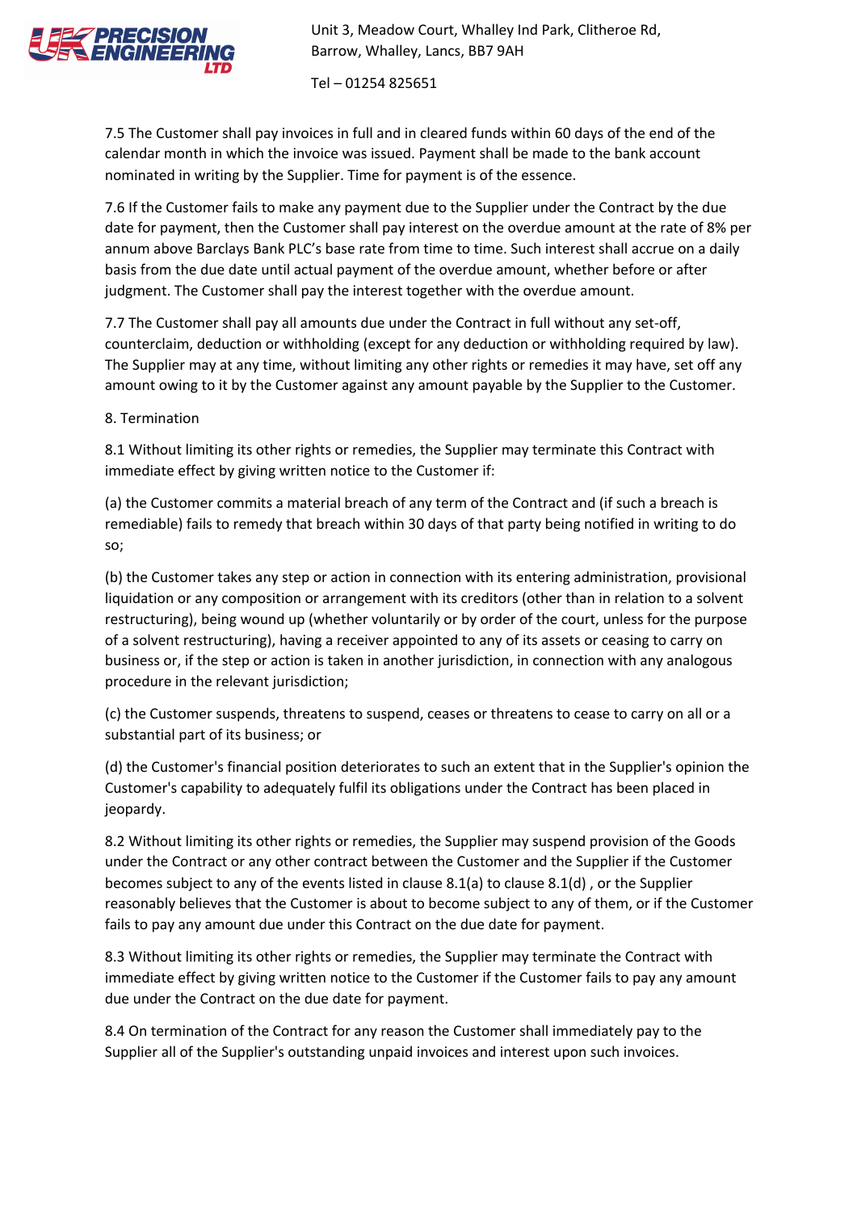7.5 The Customer shall pay invoices in full and in cleared funds within 60 days of the end of the calendar month in which the invoice was issued. Payment shall be made to the bank account nominated in writing by the Supplier. Time for payment is of the essence.

7.6 If the Customer fails to make any payment due to the Supplier under the Contract by the due date for payment, then the Customer shall pay interest on the overdue amount at the rate of 8% per annum above Barclays Bank PLC's base rate from time to time. Such interest shall accrue on a daily basis from the due date until actual payment of the overdue amount, whether before or after judgment. The Customer shall pay the interest together with the overdue amount.

7.7 The Customer shall pay all amounts due under the Contract in full without any set-off, counterclaim, deduction or withholding (except for any deduction or withholding required by law). The Supplier may at any time, without limiting any other rights or remedies it may have, set off any amount owing to it by the Customer against any amount payable by the Supplier to the Customer.

8. Termination

8.1 Without limiting its other rights or remedies, the Supplier may terminate this Contract with immediate effect by giving written notice to the Customer if:

(a) the Customer commits a material breach of any term of the Contract and (if such a breach is remediable) fails to remedy that breach within 30 days of that party being notified in writing to do so;

(b) the Customer takes any step or action in connection with its entering administration, provisional liquidation or any composition or arrangement with its creditors (other than in relation to a solvent restructuring), being wound up (whether voluntarily or by order of the court, unless for the purpose of a solvent restructuring), having a receiver appointed to any of its assets or ceasing to carry on business or, if the step or action is taken in another jurisdiction, in connection with any analogous procedure in the relevant jurisdiction;

(c) the Customer suspends, threatens to suspend, ceases or threatens to cease to carry on all or a substantial part of its business; or

(d) the Customer's financial position deteriorates to such an extent that in the Supplier's opinion the Customer's capability to adequately fulfil its obligations under the Contract has been placed in jeopardy.

8.2 Without limiting its other rights or remedies, the Supplier may suspend provision of the Goods under the Contract or any other contract between the Customer and the Supplier if the Customer becomes subject to any of the events listed in clause 8.1(a) to clause 8.1(d) , or the Supplier reasonably believes that the Customer is about to become subject to any of them, or if the Customer fails to pay any amount due under this Contract on the due date for payment.

8.3 Without limiting its other rights or remedies, the Supplier may terminate the Contract with immediate effect by giving written notice to the Customer if the Customer fails to pay any amount due under the Contract on the due date for payment.

8.4 On termination of the Contract for any reason the Customer shall immediately pay to the Supplier all of the Supplier's outstanding unpaid invoices and interest upon such invoices.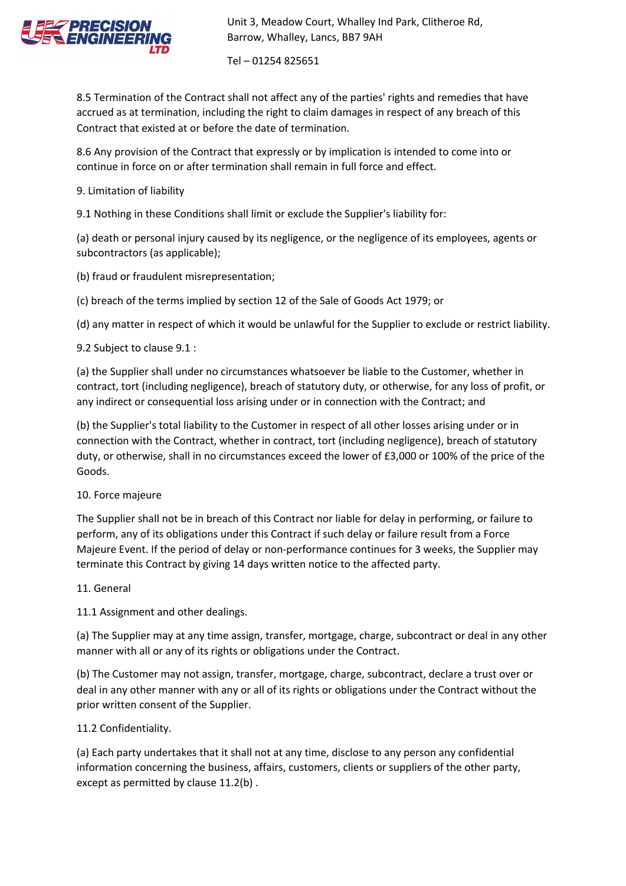8.5 Termination of the Contract shall not affect any of the parties' rights and remedies that have accrued as at termination, including the right to claim damages in respect of any breach of this Contract that existed at or before the date of termination.

8.6 Any provision of the Contract that expressly or by implication is intended to come into or continue in force on or after termination shall remain in full force and effect.

9. Limitation of liability

9.1 Nothing in these Conditions shall limit or exclude the Supplier's liability for:

(a) death or personal injury caused by its negligence, or the negligence of its employees, agents or subcontractors (as applicable);

(b) fraud or fraudulent misrepresentation;

(c) breach of the terms implied by section 12 of the Sale of Goods Act 1979; or

(d) any matter in respect of which it would be unlawful for the Supplier to exclude or restrict liability.

9.2 Subject to clause 9.1 :

(a) the Supplier shall under no circumstances whatsoever be liable to the Customer, whether in contract, tort (including negligence), breach of statutory duty, or otherwise, for any loss of profit, or any indirect or consequential loss arising under or in connection with the Contract; and

(b) the Supplier's total liability to the Customer in respect of all other losses arising under or in connection with the Contract, whether in contract, tort (including negligence), breach of statutory duty, or otherwise, shall in no circumstances exceed the lower of £3,000 or 100% of the price of the Goods.

10. Force majeure

The Supplier shall not be in breach of this Contract nor liable for delay in performing, or failure to perform, any of its obligations under this Contract if such delay or failure result from a Force Majeure Event. If the period of delay or non-performance continues for 3 weeks, the Supplier may terminate this Contract by giving 14 days written notice to the affected party.

11. General

11.1 Assignment and other dealings.

(a) The Supplier may at any time assign, transfer, mortgage, charge, subcontract or deal in any other manner with all or any of its rights or obligations under the Contract.

(b) The Customer may not assign, transfer, mortgage, charge, subcontract, declare a trust over or deal in any other manner with any or all of its rights or obligations under the Contract without the prior written consent of the Supplier.

11.2 Confidentiality.

(a) Each party undertakes that it shall not at any time, disclose to any person any confidential information concerning the business, affairs, customers, clients or suppliers of the other party, except as permitted by clause 11.2(b) .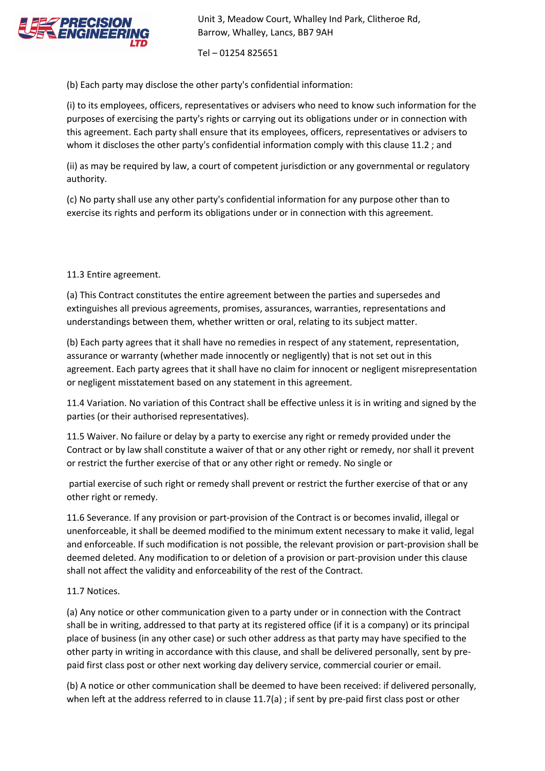(b) Each party may disclose the other party's confidential information:

(i) to its employees, officers, representatives or advisers who need to know such information for the purposes of exercising the party's rights or carrying out its obligations under or in connection with this agreement. Each party shall ensure that its employees, officers, representatives or advisers to whom it discloses the other party's confidential information comply with this clause 11.2 ; and

(ii) as may be required by law, a court of competent jurisdiction or any governmental or regulatory authority.

(c) No party shall use any other party's confidential information for any purpose other than to exercise its rights and perform its obligations under or in connection with this agreement.

11.3 Entire agreement.

(a) This Contract constitutes the entire agreement between the parties and supersedes and extinguishes all previous agreements, promises, assurances, warranties, representations and understandings between them, whether written or oral, relating to its subject matter.

(b) Each party agrees that it shall have no remedies in respect of any statement, representation, assurance or warranty (whether made innocently or negligently) that is not set out in this agreement. Each party agrees that it shall have no claim for innocent or negligent misrepresentation or negligent misstatement based on any statement in this agreement.

11.4 Variation. No variation of this Contract shall be effective unless it is in writing and signed by the parties (or their authorised representatives).

11.5 Waiver. No failure or delay by a party to exercise any right or remedy provided under the Contract or by law shall constitute a waiver of that or any other right or remedy, nor shall it prevent or restrict the further exercise of that or any other right or remedy. No single or partial exercise of such right or remedy shall prevent or restrict the further exercise of that or any other right or remedy.

11.6 Severance. If any provision or part-provision of the Contract is or becomes invalid, illegal or unenforceable, it shall be deemed modified to the minimum extent necessary to make it valid, legal and enforceable. If such modification is not possible, the relevant provision or part-provision shall be deemed deleted. Any modification to or deletion of a provision or part-provision under this clause shall not affect the validity and enforceability of the rest of the Contract.

11.7 Notices.

(a) Any notice or other communication given to a party under or in connection with the Contract shall be in writing, addressed to that party at its registered office (if it is a company) or its principal place of business (in any other case) or such other address as that party may have specified to the other party in writing in accordance with this clause, and shall be delivered personally, sent by pre-paid first class post or other next working day delivery service, commercial courier or email.

(b) A notice or other communication shall be deemed to have been received: if delivered personally, when left at the address referred to in clause 11.7(a) ; if sent by pre-paid first class post or other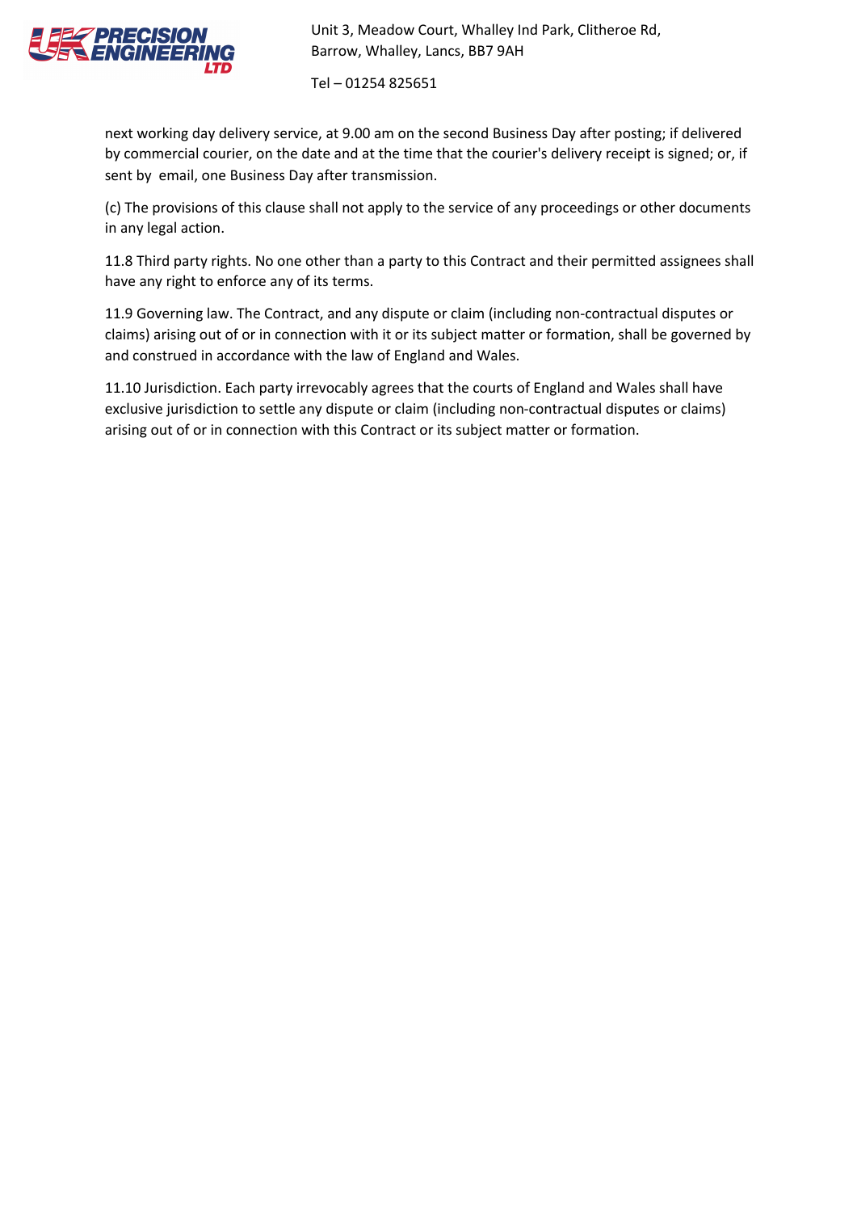next working day delivery service, at 9.00 am on the second Business Day after posting; if delivered by commercial courier, on the date and at the time that the courier's delivery receipt is signed; or, if sent by email, one Business Day after transmission.

(c) The provisions of this clause shall not apply to the service of any proceedings or other documents in any legal action.

11.8 Third party rights. No one other than a party to this Contract and their permitted assignees shall have any right to enforce any of its terms.

11.9 Governing law. The Contract, and any dispute or claim (including non-contractual disputes or claims) arising out of or in connection with it or its subject matter or formation, shall be governed by and construed in accordance with the law of England and Wales.

11.10 Jurisdiction. Each party irrevocably agrees that the courts of England and Wales shall have exclusive jurisdiction to settle any dispute or claim (including non-contractual disputes or claims) arising out of or in connection with this Contract or its subject matter or formation.